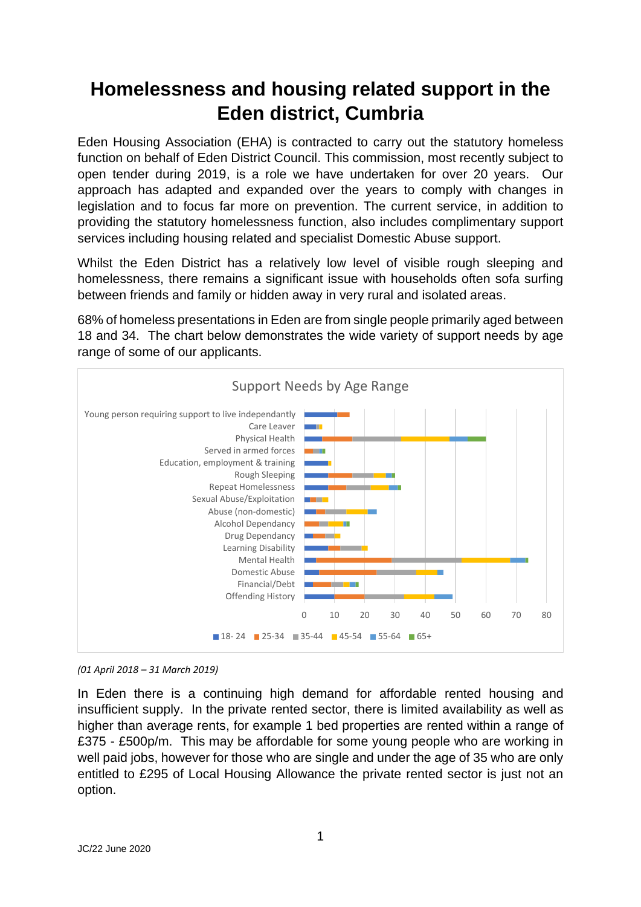# Homelessness and housing related support in the Eden district, Cumbria

Eden Housing Association (EHA) is contracted to carry out the statutory homeless function on behalf of Eden District Council. This commission, most recently subject to open tender during 2019, is a role we have undertaken for over 20 years. Our approach has adapted and expanded over the years to comply with changes in legislation and to focus far more on prevention. The current service, in addition to providing the statutory homelessness function, also includes complimentary support services including housing related and specialist Domestic Abuse support.

Whilst the Eden District has a relatively low level of visible rough sleeping and homelessness, there remains a significant issue with households often sofa surfing between friends and family or hidden away in very rural and isolated areas.

68% of homeless presentations in Eden are from single people primarily aged between 18 and 34. The chart below demonstrates the wide variety of support needs by age range of some of our applicants.

Support Needs by Age Range

- Young person requiring support to live independantly
- Care Leaver
- Physical Health
- Served in armed forces
- Education, employment & training
- Rough Sleeping
- Repeat Homelessness
- Sexual Abuse/Exploitation
- Abuse (non-domestic)
- Alcohol Dependancy
- Drug Dependancy
- Learning Disability
- Mental Health
- Domestic Abuse
- Financial/Debt
- Offending History

Legend: 18- 24, 25-34, 35-44, 45-54, 55-64, 65+

*(01 April 2018 – 31 March 2019)*

In Eden there is a continuing high demand for affordable rented housing and insufficient supply. In the private rented sector, there is limited availability as well as higher than average rents, for example 1 bed properties are rented within a range of £375 - £500p/m. This may be affordable for some young people who are working in well paid jobs, however for those who are single and under the age of 35 who are only entitled to £295 of Local Housing Allowance the private rented sector is just not an option.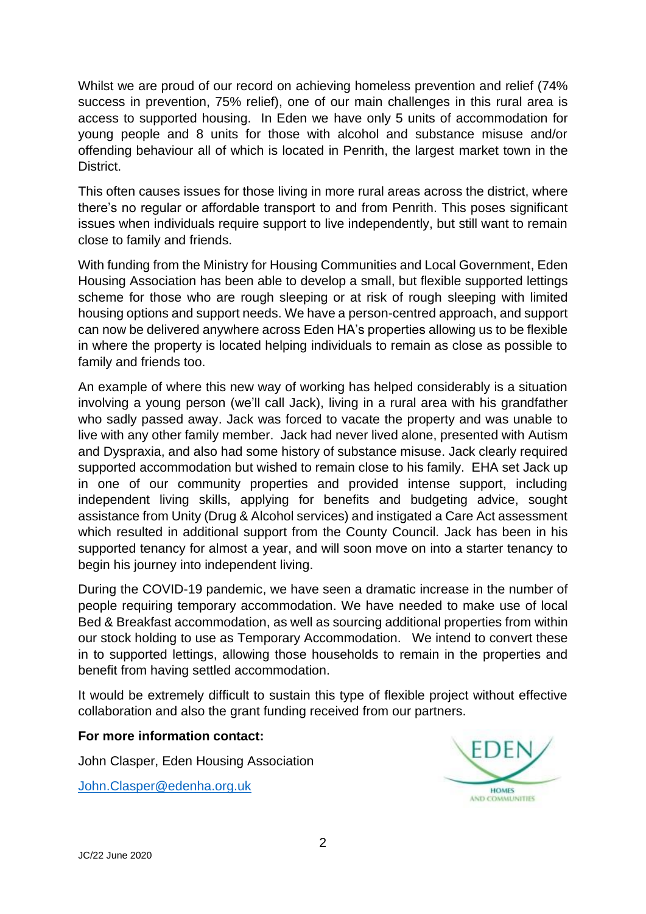Whilst we are proud of our record on achieving homeless prevention and relief (74% success in prevention, 75% relief), one of our main challenges in this rural area is access to supported housing. In Eden we have only 5 units of accommodation for young people and 8 units for those with alcohol and substance misuse and/or offending behaviour all of which is located in Penrith, the largest market town in the District.

This often causes issues for those living in more rural areas across the district, where there's no regular or affordable transport to and from Penrith. This poses significant issues when individuals require support to live independently, but still want to remain close to family and friends.

With funding from the Ministry for Housing Communities and Local Government, Eden Housing Association has been able to develop a small, but flexible supported lettings scheme for those who are rough sleeping or at risk of rough sleeping with limited housing options and support needs. We have a person-centred approach, and support can now be delivered anywhere across Eden HA's properties allowing us to be flexible in where the property is located helping individuals to remain as close as possible to family and friends too.

An example of where this new way of working has helped considerably is a situation involving a young person (we'll call Jack), living in a rural area with his grandfather who sadly passed away. Jack was forced to vacate the property and was unable to live with any other family member. Jack had never lived alone, presented with Autism and Dyspraxia, and also had some history of substance misuse. Jack clearly required supported accommodation but wished to remain close to his family. EHA set Jack up in one of our community properties and provided intense support, including independent living skills, applying for benefits and budgeting advice, sought assistance from Unity (Drug & Alcohol services) and instigated a Care Act assessment which resulted in additional support from the County Council. Jack has been in his supported tenancy for almost a year, and will soon move on into a starter tenancy to begin his journey into independent living.

During the COVID-19 pandemic, we have seen a dramatic increase in the number of people requiring temporary accommodation. We have needed to make use of local Bed & Breakfast accommodation, as well as sourcing additional properties from within our stock holding to use as Temporary Accommodation. We intend to convert these in to supported lettings, allowing those households to remain in the properties and benefit from having settled accommodation.

It would be extremely difficult to sustain this type of flexible project without effective collaboration and also the grant funding received from our partners.

**For more information contact:**

John Clasper, Eden Housing Association

John.Clasper@edenha.org.uk

EDEN HOMES AND COMMUNITIES

JC/22 June 2020